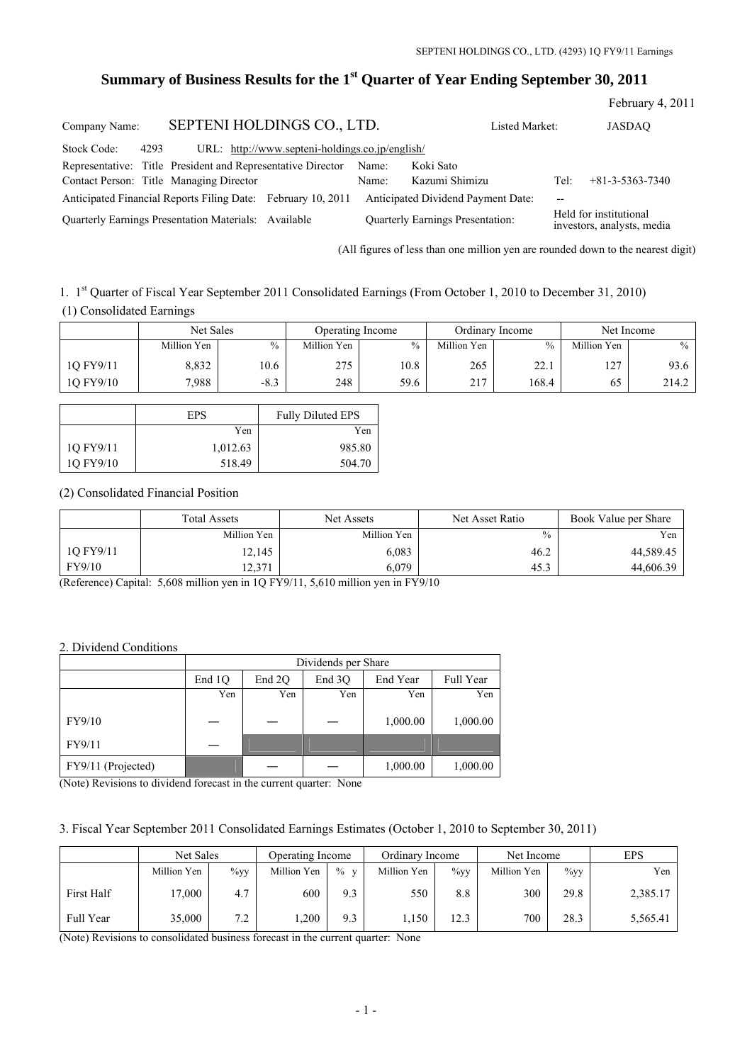# Summary of Business Results for the 1st Quarter of Year Ending September 30, 2011

February 4, 2011

| | | | |
|---|---|---|---|
| Company Name: | SEPTENI HOLDINGS CO., LTD. | Listed Market: | JASDAQ |
| Stock Code: | 4293 | URL: | http://www.septeni-holdings.co.jp/english/ |
| Representative: Title | President and Representative Director | Name: | Koki Sato |
| Contact Person: Title | Managing Director | Name: | Kazumi Shimizu Tel: +81-3-5363-7340 |
| Anticipated Financial Reports Filing Date: | February 10, 2011 | Anticipated Dividend Payment Date: | -- |
| Quarterly Earnings Presentation Materials: | Available | Quarterly Earnings Presentation: | Held for institutional investors, analysts, media |

(All figures of less than one million yen are rounded down to the nearest digit)

1. 1st Quarter of Fiscal Year September 2011 Consolidated Earnings (From October 1, 2010 to December 31, 2010)

(1) Consolidated Earnings

| | Net Sales | | Operating Income | | Ordinary Income | | Net Income | |
|---|---|---|---|---|---|---|---|---|
| | Million Yen | % | Million Yen | % | Million Yen | % | Million Yen | % |
| 1Q FY9/11 | 8,832 | 10.6 | 275 | 10.8 | 265 | 22.1 | 127 | 93.6 |
| 1Q FY9/10 | 7,988 | -8.3 | 248 | 59.6 | 217 | 168.4 | 65 | 214.2 |

| | EPS | Fully Diluted EPS |
|---|---|---|
| | Yen | Yen |
| 1Q FY9/11 | 1,012.63 | 985.80 |
| 1Q FY9/10 | 518.49 | 504.70 |

(2) Consolidated Financial Position

| | Total Assets | Net Assets | Net Asset Ratio | Book Value per Share |
|---|---|---|---|---|
| | Million Yen | Million Yen | % | Yen |
| 1Q FY9/11 | 12,145 | 6,083 | 46.2 | 44,589.45 |
| FY9/10 | 12,371 | 6,079 | 45.3 | 44,606.39 |

(Reference) Capital: 5,608 million yen in 1Q FY9/11, 5,610 million yen in FY9/10

2. Dividend Conditions

| | Dividends per Share | | | | |
|---|---|---|---|---|---|
| | End 1Q | End 2Q | End 3Q | End Year | Full Year |
| | Yen | Yen | Yen | Yen | Yen |
| FY9/10 | — | — | — | 1,000.00 | 1,000.00 |
| FY9/11 | — | | | | |
| FY9/11 (Projected) | | — | — | 1,000.00 | 1,000.00 |

(Note) Revisions to dividend forecast in the current quarter: None

3. Fiscal Year September 2011 Consolidated Earnings Estimates (October 1, 2010 to September 30, 2011)

| | Net Sales | | Operating Income | | Ordinary Income | | Net Income | | EPS |
|---|---|---|---|---|---|---|---|---|---|
| | Million Yen | %yy | Million Yen | % y | Million Yen | %yy | Million Yen | %yy | Yen |
| First Half | 17,000 | 4.7 | 600 | 9.3 | 550 | 8.8 | 300 | 29.8 | 2,385.17 |
| Full Year | 35,000 | 7.2 | 1,200 | 9.3 | 1,150 | 12.3 | 700 | 28.3 | 5,565.41 |

(Note) Revisions to consolidated business forecast in the current quarter: None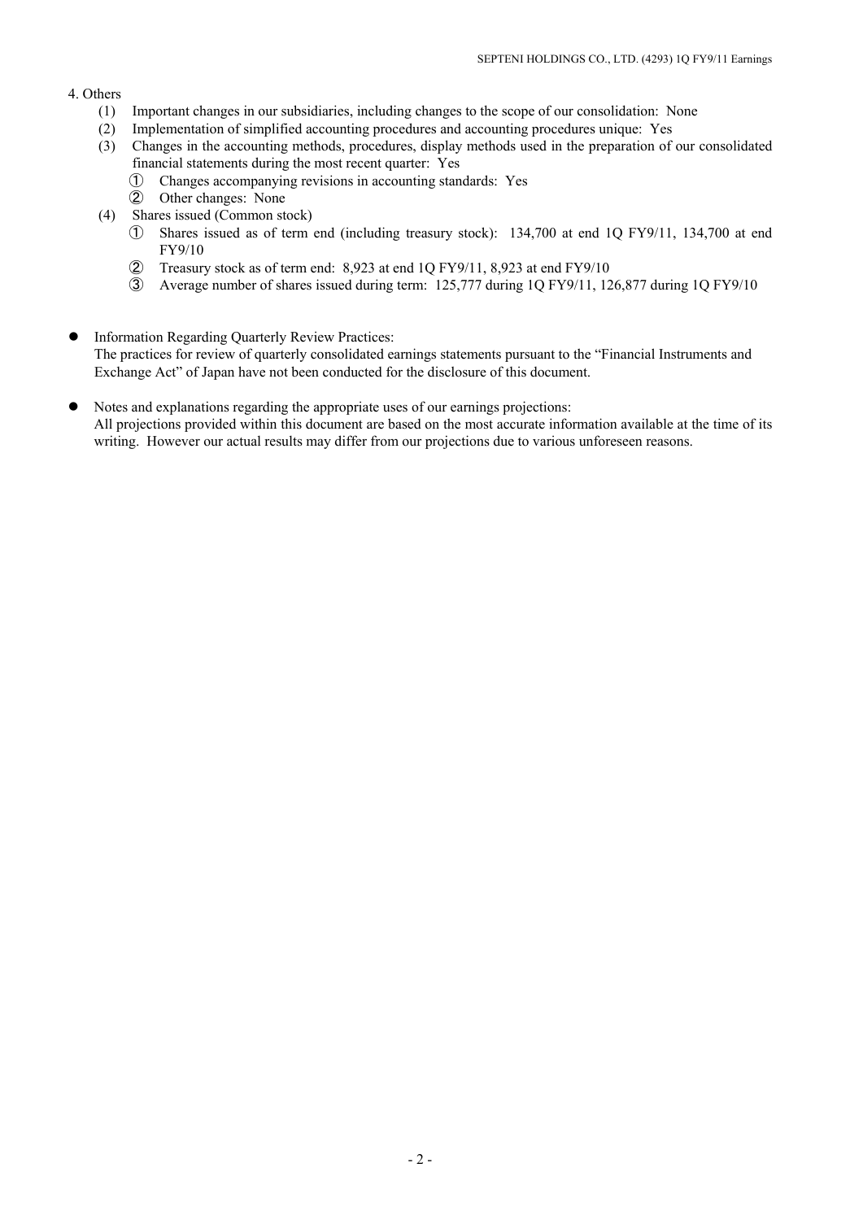4. Others

(1) Important changes in our subsidiaries, including changes to the scope of our consolidation: None

(2) Implementation of simplified accounting procedures and accounting procedures unique: Yes

(3) Changes in the accounting methods, procedures, display methods used in the preparation of our consolidated financial statements during the most recent quarter: Yes

① Changes accompanying revisions in accounting standards: Yes

② Other changes: None

(4) Shares issued (Common stock)

① Shares issued as of term end (including treasury stock): 134,700 at end 1Q FY9/11, 134,700 at end FY9/10

② Treasury stock as of term end: 8,923 at end 1Q FY9/11, 8,923 at end FY9/10

③ Average number of shares issued during term: 125,777 during 1Q FY9/11, 126,877 during 1Q FY9/10

- Information Regarding Quarterly Review Practices:
  The practices for review of quarterly consolidated earnings statements pursuant to the "Financial Instruments and Exchange Act" of Japan have not been conducted for the disclosure of this document.

- Notes and explanations regarding the appropriate uses of our earnings projections:
  All projections provided within this document are based on the most accurate information available at the time of its writing. However our actual results may differ from our projections due to various unforeseen reasons.